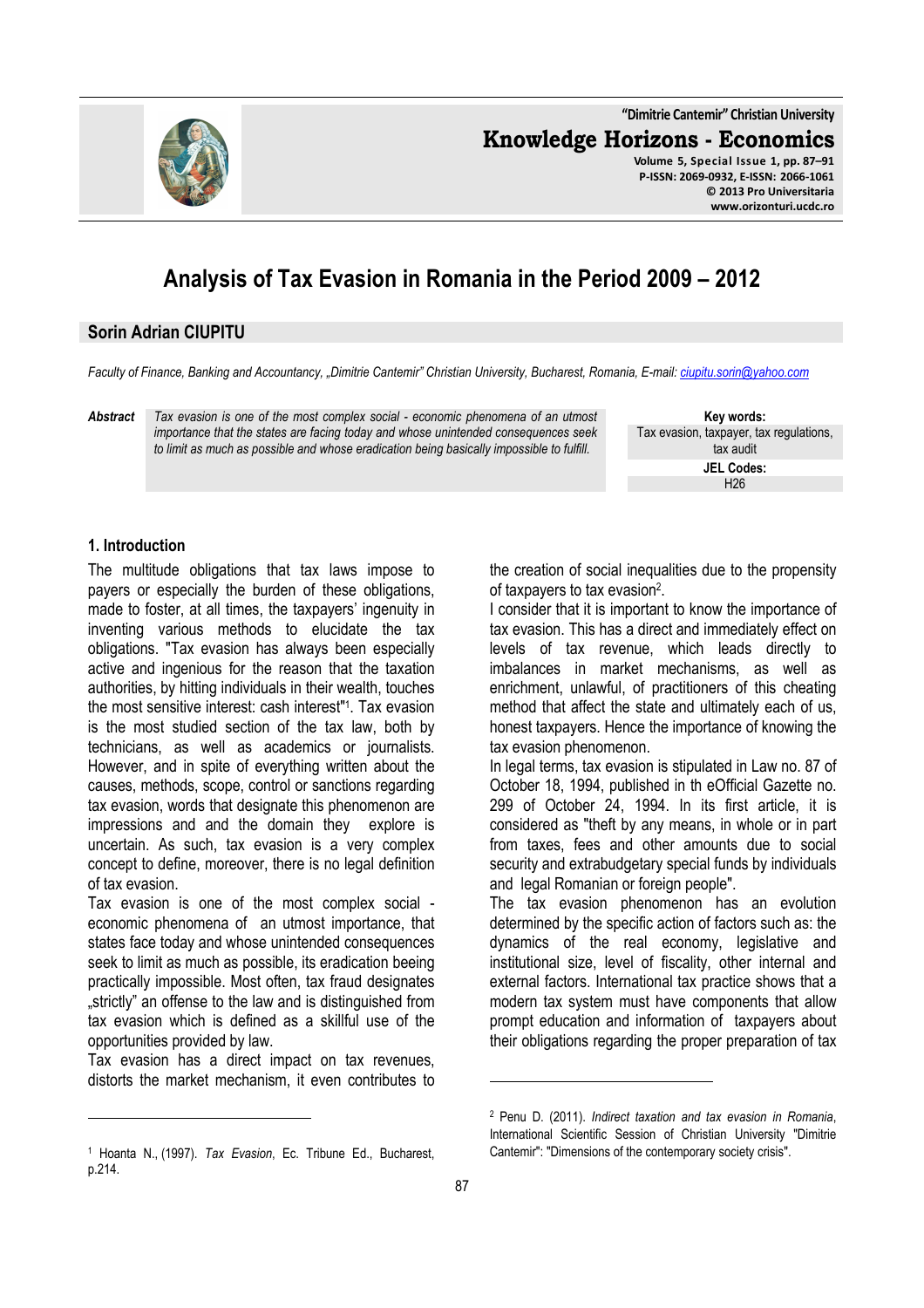"Dimitrie Cantemir" Christian University

**Knowledge Horizons - Economics**

Volume 5, Special Issue 1, pp. 87–91
P-ISSN: 2069-0932, E-ISSN: 2066-1061
© 2013 Pro Universitaria
www.orizonturi.ucdc.ro

# Analysis of Tax Evasion in Romania in the Period 2009 – 2012

## Sorin Adrian CIUPITU

*Faculty of Finance, Banking and Accountancy, „Dimitrie Cantemir" Christian University, Bucharest, Romania, E-mail: ciupitu.sorin@yahoo.com*

***Abstract*** *Tax evasion is one of the most complex social - economic phenomena of an utmost importance that the states are facing today and whose unintended consequences seek to limit as much as possible and whose eradication being basically impossible to fulfill.*

**Key words:**
Tax evasion, taxpayer, tax regulations, tax audit

**JEL Codes:**
H26

### 1. Introduction

The multitude obligations that tax laws impose to payers or especially the burden of these obligations, made to foster, at all times, the taxpayers' ingenuity in inventing various methods to elucidate the tax obligations. "Tax evasion has always been especially active and ingenious for the reason that the taxation authorities, by hitting individuals in their wealth, touches the most sensitive interest: cash interest"[1]. Tax evasion is the most studied section of the tax law, both by technicians, as well as academics or journalists. However, and in spite of everything written about the causes, methods, scope, control or sanctions regarding tax evasion, words that designate this phenomenon are impressions and and the domain they explore is uncertain. As such, tax evasion is a very complex concept to define, moreover, there is no legal definition of tax evasion.

Tax evasion is one of the most complex social - economic phenomena of an utmost importance, that states face today and whose unintended consequences seek to limit as much as possible, its eradication beeing practically impossible. Most often, tax fraud designates „strictly" an offense to the law and is distinguished from tax evasion which is defined as a skillful use of the opportunities provided by law.

Tax evasion has a direct impact on tax revenues, distorts the market mechanism, it even contributes to the creation of social inequalities due to the propensity of taxpayers to tax evasion[2].

I consider that it is important to know the importance of tax evasion. This has a direct and immediately effect on levels of tax revenue, which leads directly to imbalances in market mechanisms, as well as enrichment, unlawful, of practitioners of this cheating method that affect the state and ultimately each of us, honest taxpayers. Hence the importance of knowing the tax evasion phenomenon.

In legal terms, tax evasion is stipulated in Law no. 87 of October 18, 1994, published in th eOfficial Gazette no. 299 of October 24, 1994. In its first article, it is considered as "theft by any means, in whole or in part from taxes, fees and other amounts due to social security and extrabudgetary special funds by individuals and legal Romanian or foreign people".

The tax evasion phenomenon has an evolution determined by the specific action of factors such as: the dynamics of the real economy, legislative and institutional size, level of fiscality, other internal and external factors. International tax practice shows that a modern tax system must have components that allow prompt education and information of taxpayers about their obligations regarding the proper preparation of tax

---

[1] Hoanta N., (1997). *Tax Evasion*, Ec. Tribune Ed., Bucharest, p.214.

[2] Penu D. (2011). *Indirect taxation and tax evasion in Romania*, International Scientific Session of Christian University "Dimitrie Cantemir": "Dimensions of the contemporary society crisis".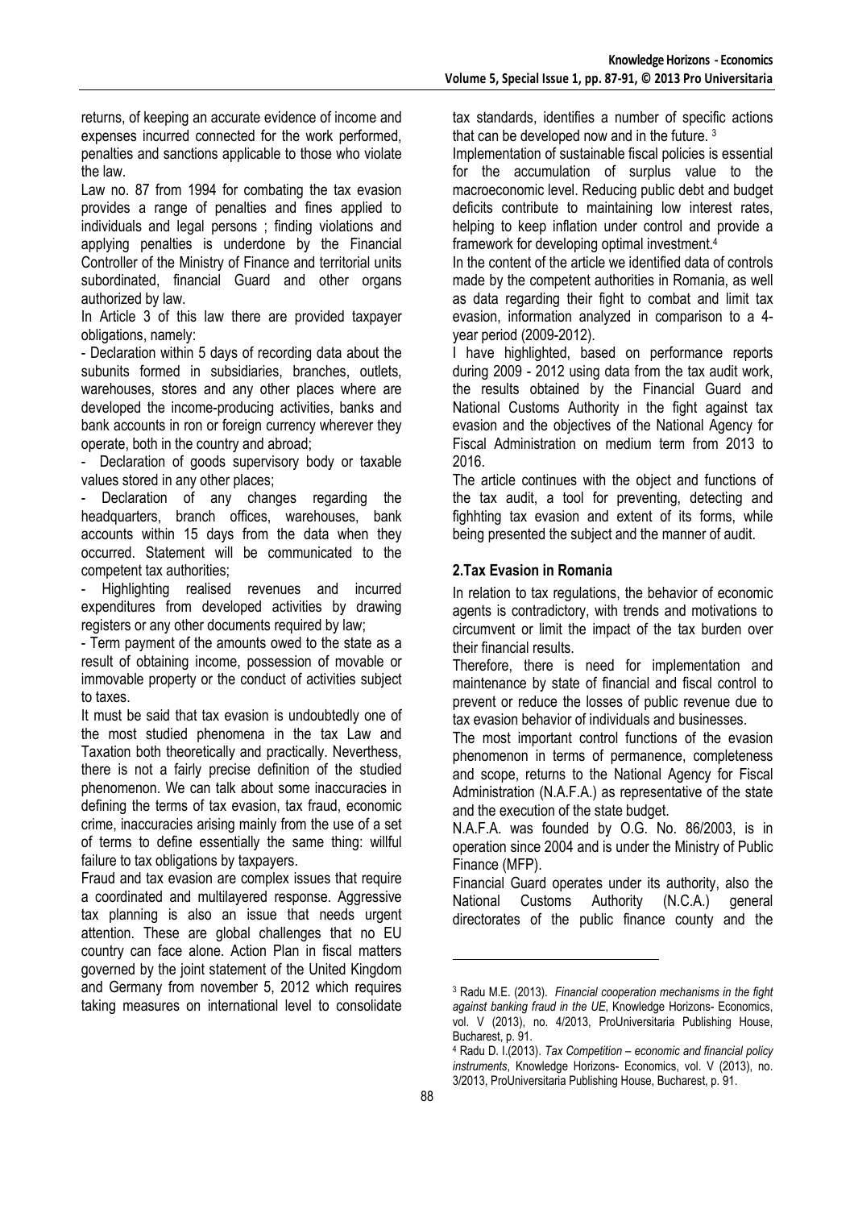returns, of keeping an accurate evidence of income and expenses incurred connected for the work performed, penalties and sanctions applicable to those who violate the law.

Law no. 87 from 1994 for combating the tax evasion provides a range of penalties and fines applied to individuals and legal persons ; finding violations and applying penalties is underdone by the Financial Controller of the Ministry of Finance and territorial units subordinated, financial Guard and other organs authorized by law.

In Article 3 of this law there are provided taxpayer obligations, namely:

- Declaration within 5 days of recording data about the subunits formed in subsidiaries, branches, outlets, warehouses, stores and any other places where are developed the income-producing activities, banks and bank accounts in ron or foreign currency wherever they operate, both in the country and abroad;
- Declaration of goods supervisory body or taxable values stored in any other places;
- Declaration of any changes regarding the headquarters, branch offices, warehouses, bank accounts within 15 days from the data when they occurred. Statement will be communicated to the competent tax authorities;
- Highlighting realised revenues and incurred expenditures from developed activities by drawing registers or any other documents required by law;
- Term payment of the amounts owed to the state as a result of obtaining income, possession of movable or immovable property or the conduct of activities subject to taxes.

It must be said that tax evasion is undoubtedly one of the most studied phenomena in the tax Law and Taxation both theoretically and practically. Neverthess, there is not a fairly precise definition of the studied phenomenon. We can talk about some inaccuracies in defining the terms of tax evasion, tax fraud, economic crime, inaccuracies arising mainly from the use of a set of terms to define essentially the same thing: willful failure to tax obligations by taxpayers.

Fraud and tax evasion are complex issues that require a coordinated and multilayered response. Aggressive tax planning is also an issue that needs urgent attention. These are global challenges that no EU country can face alone. Action Plan in fiscal matters governed by the joint statement of the United Kingdom and Germany from november 5, 2012 which requires taking measures on international level to consolidate tax standards, identifies a number of specific actions that can be developed now and in the future. [3]

Implementation of sustainable fiscal policies is essential for the accumulation of surplus value to the macroeconomic level. Reducing public debt and budget deficits contribute to maintaining low interest rates, helping to keep inflation under control and provide a framework for developing optimal investment.[4]

In the content of the article we identified data of controls made by the competent authorities in Romania, as well as data regarding their fight to combat and limit tax evasion, information analyzed in comparison to a 4-year period (2009-2012).

I have highlighted, based on performance reports during 2009 - 2012 using data from the tax audit work, the results obtained by the Financial Guard and National Customs Authority in the fight against tax evasion and the objectives of the National Agency for Fiscal Administration on medium term from 2013 to 2016.

The article continues with the object and functions of the tax audit, a tool for preventing, detecting and fighhting tax evasion and extent of its forms, while being presented the subject and the manner of audit.

## 2.Tax Evasion in Romania

In relation to tax regulations, the behavior of economic agents is contradictory, with trends and motivations to circumvent or limit the impact of the tax burden over their financial results.

Therefore, there is need for implementation and maintenance by state of financial and fiscal control to prevent or reduce the losses of public revenue due to tax evasion behavior of individuals and businesses.

The most important control functions of the evasion phenomenon in terms of permanence, completeness and scope, returns to the National Agency for Fiscal Administration (N.A.F.A.) as representative of the state and the execution of the state budget.

N.A.F.A. was founded by O.G. No. 86/2003, is in operation since 2004 and is under the Ministry of Public Finance (MFP).

Financial Guard operates under its authority, also the National Customs Authority (N.C.A.) general directorates of the public finance county and the

---

[3] Radu M.E. (2013). *Financial cooperation mechanisms in the fight against banking fraud in the UE*, Knowledge Horizons- Economics, vol. V (2013), no. 4/2013, ProUniversitaria Publishing House, Bucharest, p. 91.

[4] Radu D. I.(2013). *Tax Competition – economic and financial policy instruments*, Knowledge Horizons- Economics, vol. V (2013), no. 3/2013, ProUniversitaria Publishing House, Bucharest, p. 91.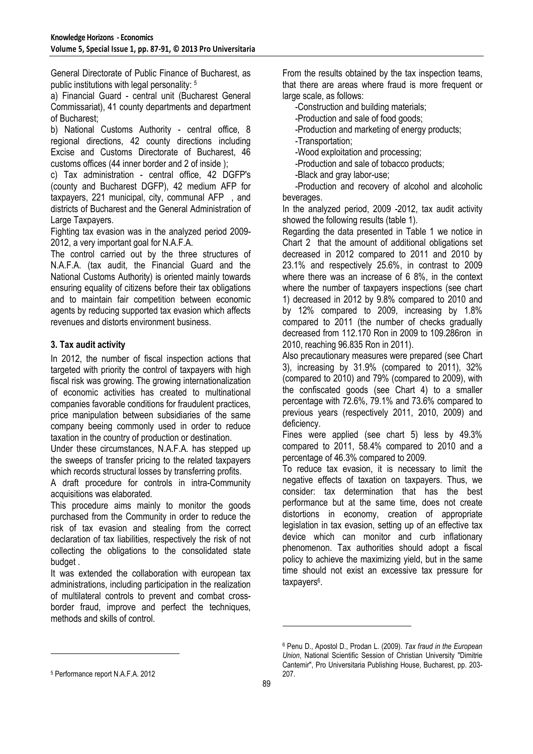General Directorate of Public Finance of Bucharest, as public institutions with legal personality: [5]

a) Financial Guard - central unit (Bucharest General Commissariat), 41 county departments and department of Bucharest;

b) National Customs Authority - central office, 8 regional directions, 42 county directions including Excise and Customs Directorate of Bucharest, 46 customs offices (44 inner border and 2 of inside );

c) Tax administration - central office, 42 DGFP's (county and Bucharest DGFP), 42 medium AFP for taxpayers, 221 municipal, city, communal AFP , and districts of Bucharest and the General Administration of Large Taxpayers.

Fighting tax evasion was in the analyzed period 2009-2012, a very important goal for N.A.F.A.

The control carried out by the three structures of N.A.F.A. (tax audit, the Financial Guard and the National Customs Authority) is oriented mainly towards ensuring equality of citizens before their tax obligations and to maintain fair competition between economic agents by reducing supported tax evasion which affects revenues and distorts environment business.

## 3. Tax audit activity

In 2012, the number of fiscal inspection actions that targeted with priority the control of taxpayers with high fiscal risk was growing. The growing internationalization of economic activities has created to multinational companies favorable conditions for fraudulent practices, price manipulation between subsidiaries of the same company beeing commonly used in order to reduce taxation in the country of production or destination.

Under these circumstances, N.A.F.A. has stepped up the sweeps of transfer pricing to the related taxpayers which records structural losses by transferring profits.

A draft procedure for controls in intra-Community acquisitions was elaborated.

This procedure aims mainly to monitor the goods purchased from the Community in order to reduce the risk of tax evasion and stealing from the correct declaration of tax liabilities, respectively the risk of not collecting the obligations to the consolidated state budget .

It was extended the collaboration with european tax administrations, including participation in the realization of multilateral controls to prevent and combat cross-border fraud, improve and perfect the techniques, methods and skills of control.

From the results obtained by the tax inspection teams, that there are areas where fraud is more frequent or large scale, as follows:

-Construction and building materials;

-Production and sale of food goods;

-Production and marketing of energy products;

-Transportation;

-Wood exploitation and processing;

-Production and sale of tobacco products;

-Black and gray labor-use;

-Production and recovery of alcohol and alcoholic beverages.

In the analyzed period, 2009 -2012, tax audit activity showed the following results (table 1).

Regarding the data presented in Table 1 we notice in Chart 2 that the amount of additional obligations set decreased in 2012 compared to 2011 and 2010 by 23.1% and respectively 25.6%, in contrast to 2009 where there was an increase of 6 8%, in the context where the number of taxpayers inspections (see chart 1) decreased in 2012 by 9.8% compared to 2010 and by 12% compared to 2009, increasing by 1.8% compared to 2011 (the number of checks gradually decreased from 112.170 Ron in 2009 to 109.286ron in 2010, reaching 96.835 Ron in 2011).

Also precautionary measures were prepared (see Chart 3), increasing by 31.9% (compared to 2011), 32% (compared to 2010) and 79% (compared to 2009), with the confiscated goods (see Chart 4) to a smaller percentage with 72.6%, 79.1% and 73.6% compared to previous years (respectively 2011, 2010, 2009) and deficiency.

Fines were applied (see chart 5) less by 49.3% compared to 2011, 58.4% compared to 2010 and a percentage of 46.3% compared to 2009.

To reduce tax evasion, it is necessary to limit the negative effects of taxation on taxpayers. Thus, we consider: tax determination that has the best performance but at the same time, does not create distortions in economy, creation of appropriate legislation in tax evasion, setting up of an effective tax device which can monitor and curb inflationary phenomenon. Tax authorities should adopt a fiscal policy to achieve the maximizing yield, but in the same time should not exist an excessive tax pressure for taxpayers[6].

---

[5] Performance report N.A.F.A. 2012

[6] Penu D., Apostol D., Prodan L. (2009). *Tax fraud in the European Union*, National Scientific Session of Christian University "Dimitrie Cantemir", Pro Universitaria Publishing House, Bucharest, pp. 203-207.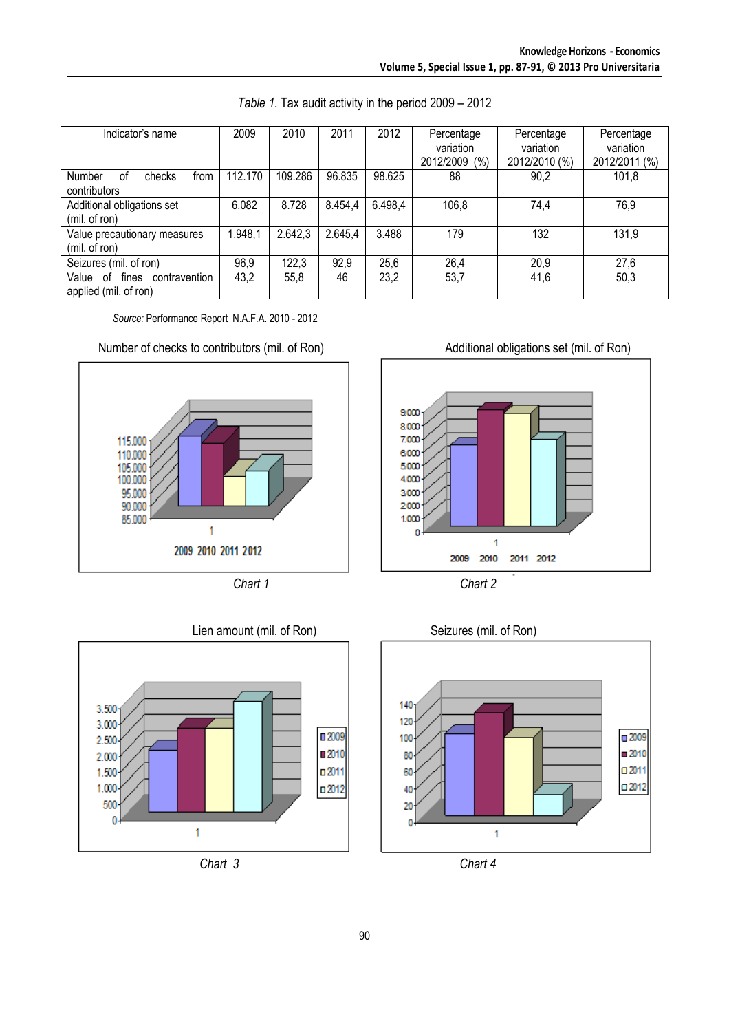*Table 1.* Tax audit activity in the period 2009 – 2012

| Indicator's name | 2009 | 2010 | 2011 | 2012 | Percentage variation 2012/2009 (%) | Percentage variation 2012/2010 (%) | Percentage variation 2012/2011 (%) |
|---|---|---|---|---|---|---|---|
| Number of checks from contributors | 112.170 | 109.286 | 96.835 | 98.625 | 88 | 90,2 | 101,8 |
| Additional obligations set (mil. of ron) | 6.082 | 8.728 | 8.454,4 | 6.498,4 | 106,8 | 74,4 | 76,9 |
| Value precautionary measures (mil. of ron) | 1.948,1 | 2.642,3 | 2.645,4 | 3.488 | 179 | 132 | 131,9 |
| Seizures (mil. of ron) | 96,9 | 122,3 | 92,9 | 25,6 | 26,4 | 20,9 | 27,6 |
| Value of fines contravention applied (mil. of ron) | 43,2 | 55,8 | 46 | 23,2 | 53,7 | 41,6 | 50,3 |

*Source:* Performance Report N.A.F.A. 2010 - 2012

Number of checks to contributors (mil. of Ron)

*Chart 1*

Additional obligations set (mil. of Ron)

*Chart 2*

Lien amount (mil. of Ron)

*Chart 3*

Seizures (mil. of Ron)

*Chart 4*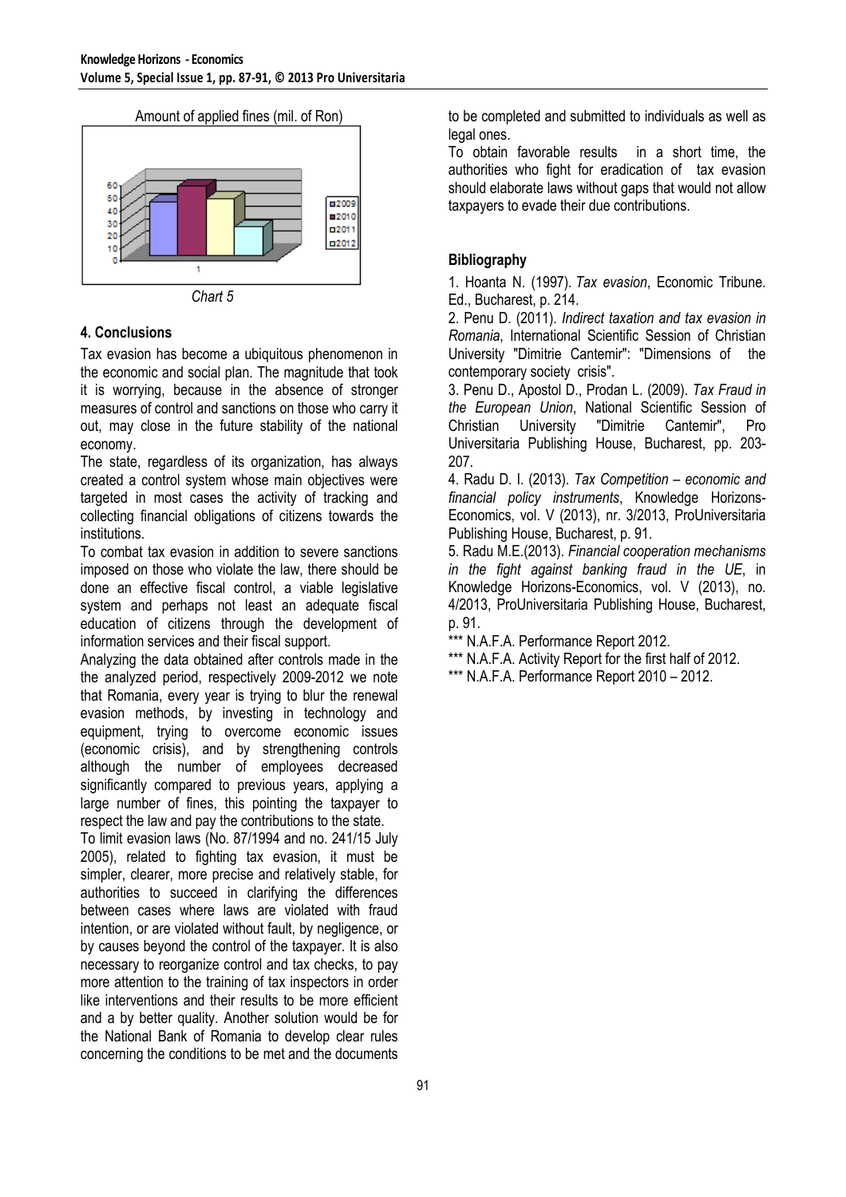Amount of applied fines (mil. of Ron)

60
50
40
30
20
10
0
1

2009
2010
2011
2012

*Chart 5*

## 4. Conclusions

Tax evasion has become a ubiquitous phenomenon in the economic and social plan. The magnitude that took it is worrying, because in the absence of stronger measures of control and sanctions on those who carry it out, may close in the future stability of the national economy.

The state, regardless of its organization, has always created a control system whose main objectives were targeted in most cases the activity of tracking and collecting financial obligations of citizens towards the institutions.

To combat tax evasion in addition to severe sanctions imposed on those who violate the law, there should be done an effective fiscal control, a viable legislative system and perhaps not least an adequate fiscal education of citizens through the development of information services and their fiscal support.

Analyzing the data obtained after controls made in the the analyzed period, respectively 2009-2012 we note that Romania, every year is trying to blur the renewal evasion methods, by investing in technology and equipment, trying to overcome economic issues (economic crisis), and by strengthening controls although the number of employees decreased significantly compared to previous years, applying a large number of fines, this pointing the taxpayer to respect the law and pay the contributions to the state.

To limit evasion laws (No. 87/1994 and no. 241/15 July 2005), related to fighting tax evasion, it must be simpler, clearer, more precise and relatively stable, for authorities to succeed in clarifying the differences between cases where laws are violated with fraud intention, or are violated without fault, by negligence, or by causes beyond the control of the taxpayer. It is also necessary to reorganize control and tax checks, to pay more attention to the training of tax inspectors in order like interventions and their results to be more efficient and a by better quality. Another solution would be for the National Bank of Romania to develop clear rules concerning the conditions to be met and the documents to be completed and submitted to individuals as well as legal ones.

To obtain favorable results in a short time, the authorities who fight for eradication of tax evasion should elaborate laws without gaps that would not allow taxpayers to evade their due contributions.

## Bibliography

1. Hoanta N. (1997). *Tax evasion*, Economic Tribune. Ed., Bucharest, p. 214.
2. Penu D. (2011). *Indirect taxation and tax evasion in Romania*, International Scientific Session of Christian University "Dimitrie Cantemir": "Dimensions of the contemporary society crisis".
3. Penu D., Apostol D., Prodan L. (2009). *Tax Fraud in the European Union*, National Scientific Session of Christian University "Dimitrie Cantemir", Pro Universitaria Publishing House, Bucharest, pp. 203-207.
4. Radu D. I. (2013). *Tax Competition – economic and financial policy instruments*, Knowledge Horizons-Economics, vol. V (2013), nr. 3/2013, ProUniversitaria Publishing House, Bucharest, p. 91.
5. Radu M.E.(2013). *Financial cooperation mechanisms in the fight against banking fraud in the UE*, in Knowledge Horizons-Economics, vol. V (2013), no. 4/2013, ProUniversitaria Publishing House, Bucharest, p. 91.

*** N.A.F.A. Performance Report 2012.

*** N.A.F.A. Activity Report for the first half of 2012.

*** N.A.F.A. Performance Report 2010 – 2012.